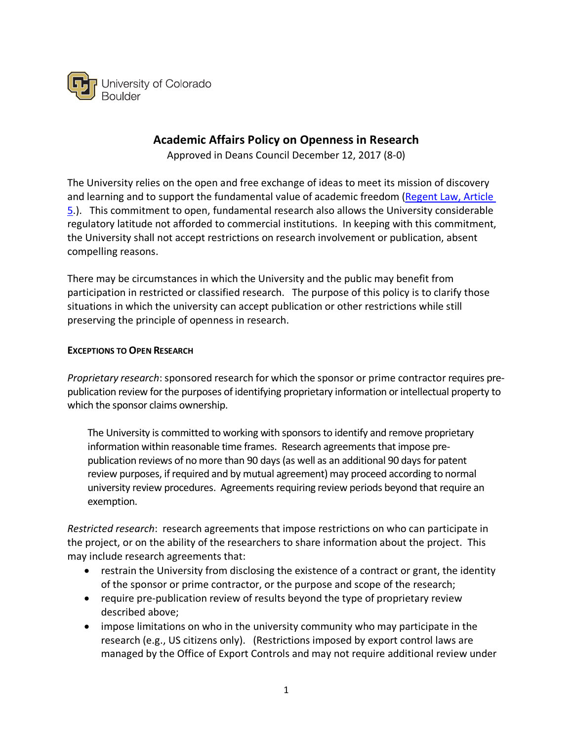University of Colorado Boulder

# Academic Affairs Policy on Openness in Research

Approved in Deans Council December 12, 2017 (8-0)

The University relies on the open and free exchange of ideas to meet its mission of discovery and learning and to support the fundamental value of academic freedom (Regent Law, Article 5.). This commitment to open, fundamental research also allows the University considerable regulatory latitude not afforded to commercial institutions. In keeping with this commitment, the University shall not accept restrictions on research involvement or publication, absent compelling reasons.

There may be circumstances in which the University and the public may benefit from participation in restricted or classified research. The purpose of this policy is to clarify those situations in which the university can accept publication or other restrictions while still preserving the principle of openness in research.

#### EXCEPTIONS TO OPEN RESEARCH

*Proprietary research*: sponsored research for which the sponsor or prime contractor requires pre-publication review for the purposes of identifying proprietary information or intellectual property to which the sponsor claims ownership.

> The University is committed to working with sponsors to identify and remove proprietary information within reasonable time frames. Research agreements that impose pre-publication reviews of no more than 90 days (as well as an additional 90 days for patent review purposes, if required and by mutual agreement) may proceed according to normal university review procedures. Agreements requiring review periods beyond that require an exemption.

*Restricted research*: research agreements that impose restrictions on who can participate in the project, or on the ability of the researchers to share information about the project. This may include research agreements that:

- restrain the University from disclosing the existence of a contract or grant, the identity of the sponsor or prime contractor, or the purpose and scope of the research;
- require pre-publication review of results beyond the type of proprietary review described above;
- impose limitations on who in the university community who may participate in the research (e.g., US citizens only). (Restrictions imposed by export control laws are managed by the Office of Export Controls and may not require additional review under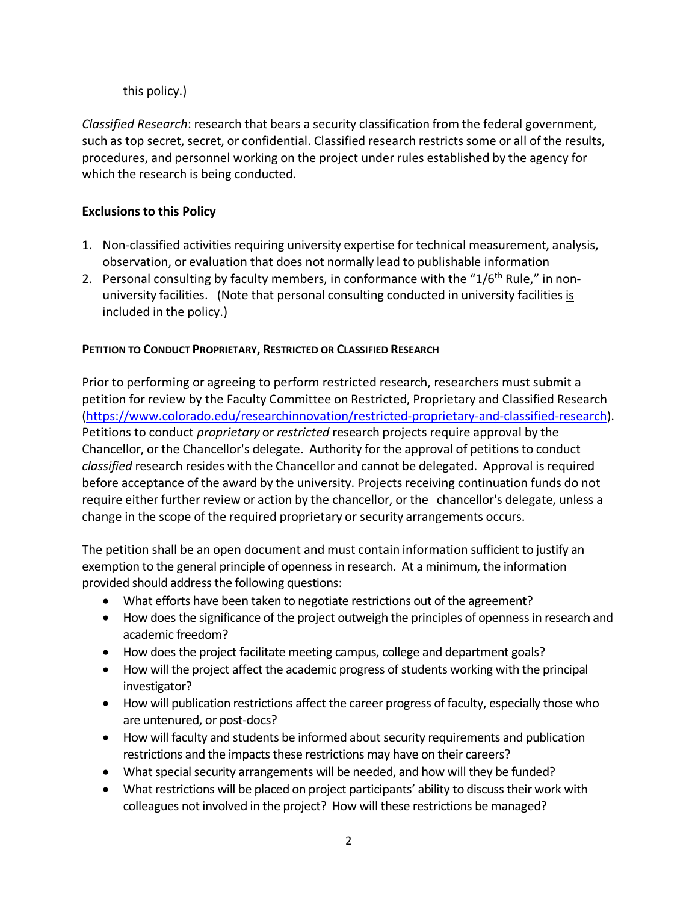this policy.)

*Classified Research*: research that bears a security classification from the federal government, such as top secret, secret, or confidential. Classified research restricts some or all of the results, procedures, and personnel working on the project under rules established by the agency for which the research is being conducted.

**Exclusions to this Policy**

1. Non-classified activities requiring university expertise for technical measurement, analysis, observation, or evaluation that does not normally lead to publishable information
2. Personal consulting by faculty members, in conformance with the "1/6th Rule," in non-university facilities. (Note that personal consulting conducted in university facilities is included in the policy.)

**PETITION TO CONDUCT PROPRIETARY, RESTRICTED OR CLASSIFIED RESEARCH**

Prior to performing or agreeing to perform restricted research, researchers must submit a petition for review by the Faculty Committee on Restricted, Proprietary and Classified Research (https://www.colorado.edu/researchinnovation/restricted-proprietary-and-classified-research). Petitions to conduct *proprietary* or *restricted* research projects require approval by the Chancellor, or the Chancellor's delegate. Authority for the approval of petitions to conduct *classified* research resides with the Chancellor and cannot be delegated. Approval is required before acceptance of the award by the university. Projects receiving continuation funds do not require either further review or action by the chancellor, or the chancellor's delegate, unless a change in the scope of the required proprietary or security arrangements occurs.

The petition shall be an open document and must contain information sufficient to justify an exemption to the general principle of openness in research. At a minimum, the information provided should address the following questions:

- What efforts have been taken to negotiate restrictions out of the agreement?
- How does the significance of the project outweigh the principles of openness in research and academic freedom?
- How does the project facilitate meeting campus, college and department goals?
- How will the project affect the academic progress of students working with the principal investigator?
- How will publication restrictions affect the career progress of faculty, especially those who are untenured, or post-docs?
- How will faculty and students be informed about security requirements and publication restrictions and the impacts these restrictions may have on their careers?
- What special security arrangements will be needed, and how will they be funded?
- What restrictions will be placed on project participants' ability to discuss their work with colleagues not involved in the project? How will these restrictions be managed?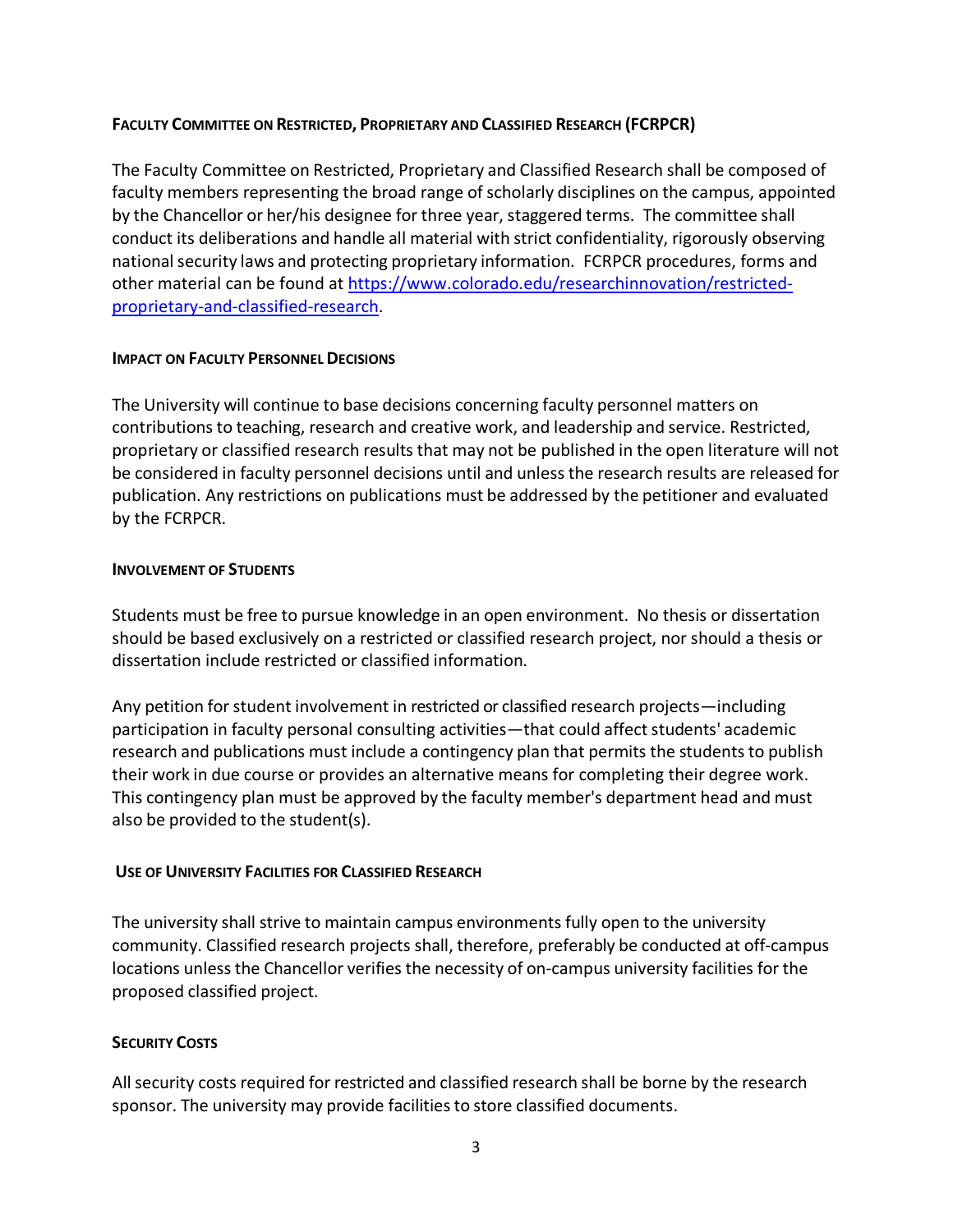## Faculty Committee on Restricted, Proprietary and Classified Research (FCRPCR)

The Faculty Committee on Restricted, Proprietary and Classified Research shall be composed of faculty members representing the broad range of scholarly disciplines on the campus, appointed by the Chancellor or her/his designee for three year, staggered terms. The committee shall conduct its deliberations and handle all material with strict confidentiality, rigorously observing national security laws and protecting proprietary information. FCRPCR procedures, forms and other material can be found at [https://www.colorado.edu/researchinnovation/restricted-proprietary-and-classified-research](https://www.colorado.edu/researchinnovation/restricted-proprietary-and-classified-research).

### Impact on Faculty Personnel Decisions

The University will continue to base decisions concerning faculty personnel matters on contributions to teaching, research and creative work, and leadership and service. Restricted, proprietary or classified research results that may not be published in the open literature will not be considered in faculty personnel decisions until and unless the research results are released for publication. Any restrictions on publications must be addressed by the petitioner and evaluated by the FCRPCR.

### Involvement of Students

Students must be free to pursue knowledge in an open environment. No thesis or dissertation should be based exclusively on a restricted or classified research project, nor should a thesis or dissertation include restricted or classified information.

Any petition for student involvement in restricted or classified research projects—including participation in faculty personal consulting activities—that could affect students' academic research and publications must include a contingency plan that permits the students to publish their work in due course or provides an alternative means for completing their degree work. This contingency plan must be approved by the faculty member's department head and must also be provided to the student(s).

### Use of University Facilities for Classified Research

The university shall strive to maintain campus environments fully open to the university community. Classified research projects shall, therefore, preferably be conducted at off-campus locations unless the Chancellor verifies the necessity of on-campus university facilities for the proposed classified project.

### Security Costs

All security costs required for restricted and classified research shall be borne by the research sponsor. The university may provide facilities to store classified documents.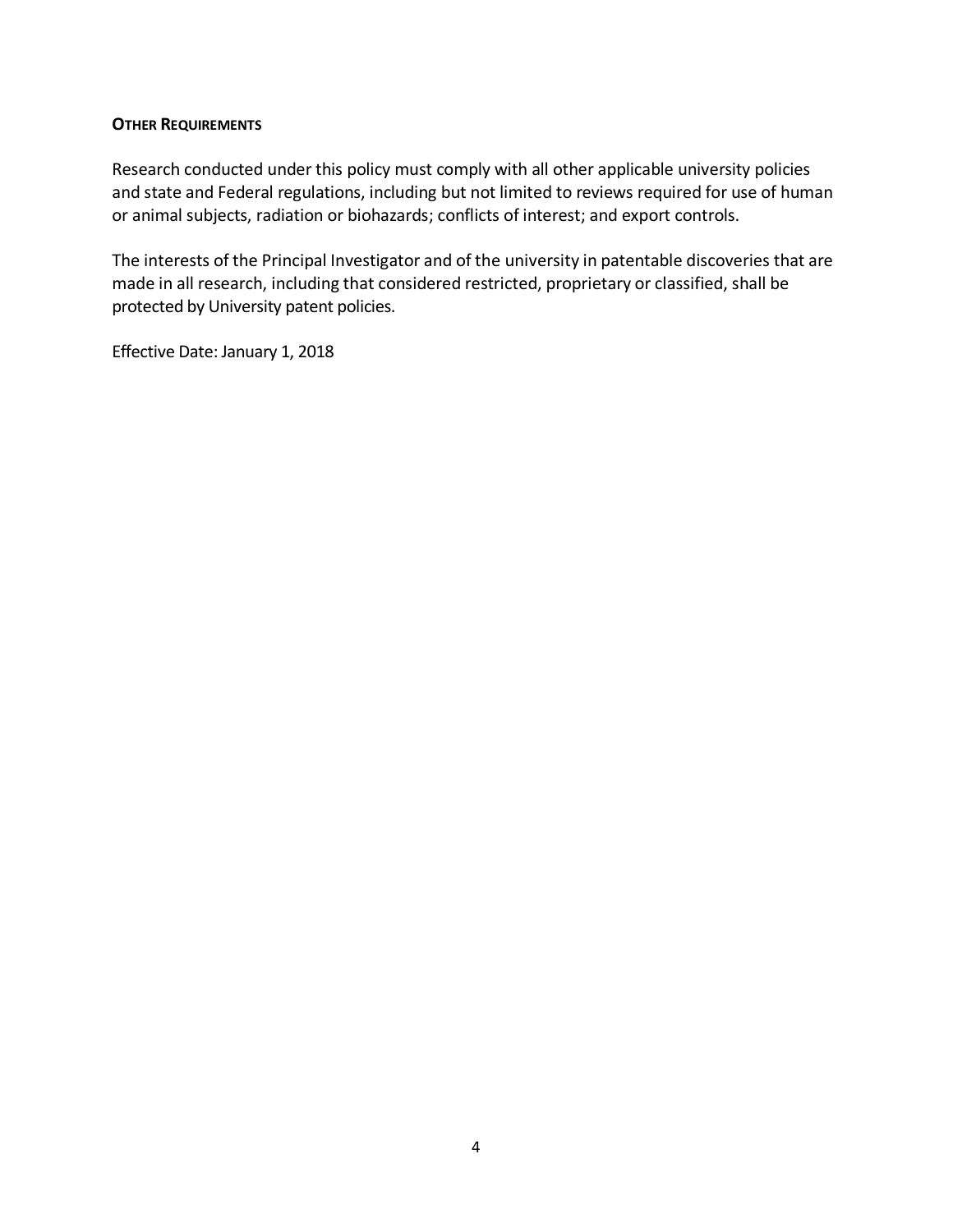**OTHER REQUIREMENTS**

Research conducted under this policy must comply with all other applicable university policies and state and Federal regulations, including but not limited to reviews required for use of human or animal subjects, radiation or biohazards; conflicts of interest; and export controls.

The interests of the Principal Investigator and of the university in patentable discoveries that are made in all research, including that considered restricted, proprietary or classified, shall be protected by University patent policies.

Effective Date: January 1, 2018